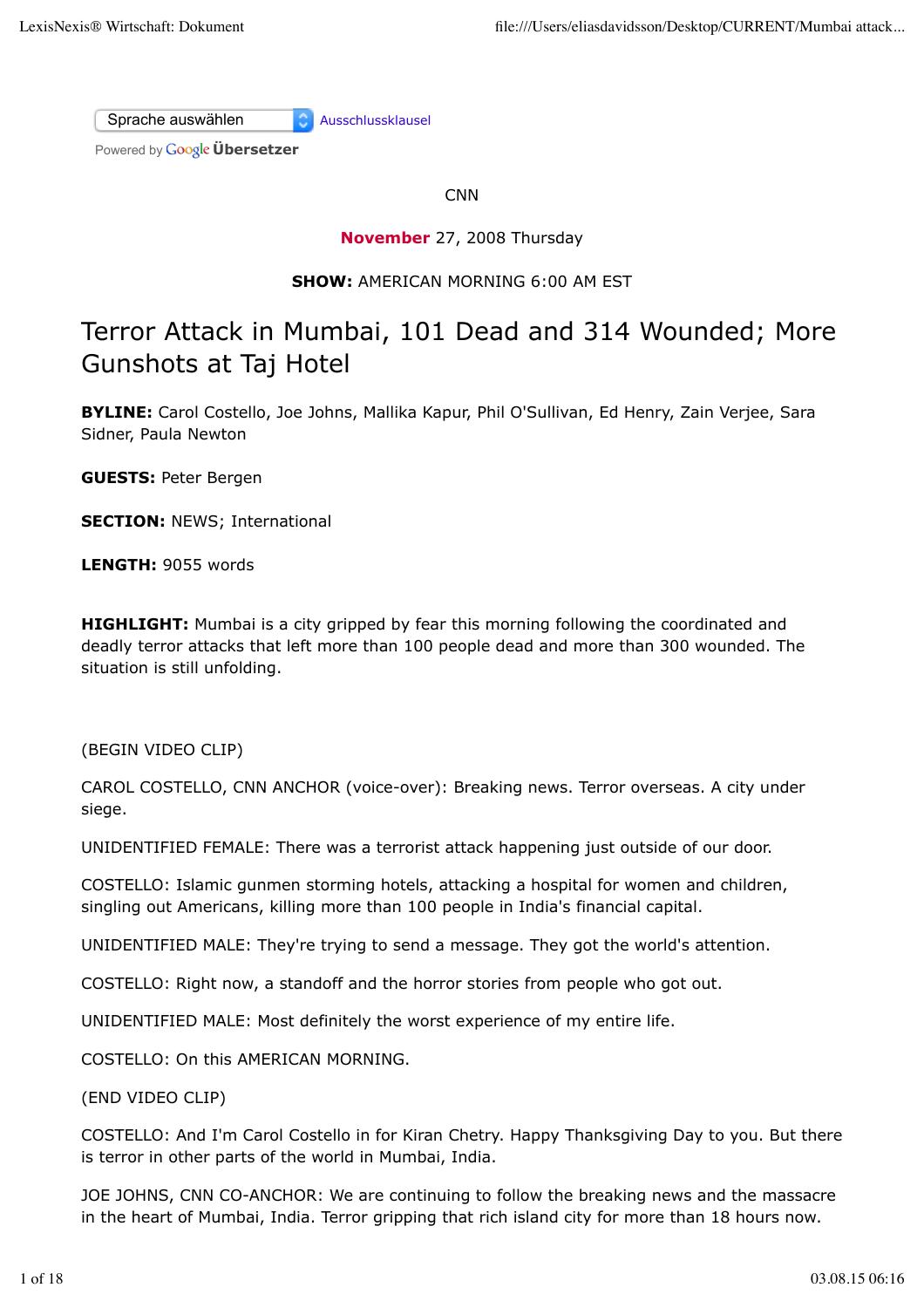CNN

November 27, 2008 Thursday

**SHOW:** AMERICAN MORNING 6:00 AM EST

# Terror Attack in Mumbai, 101 Dead and 314 Wounded; More Gunshots at Taj Hotel

**BYLINE:** Carol Costello, Joe Johns, Mallika Kapur, Phil O'Sullivan, Ed Henry, Zain Verjee, Sara Sidner, Paula Newton

**GUESTS:** Peter Bergen

**SECTION:** NEWS; International

**LENGTH:** 9055 words

**HIGHLIGHT:** Mumbai is a city gripped by fear this morning following the coordinated and deadly terror attacks that left more than 100 people dead and more than 300 wounded. The situation is still unfolding.

(BEGIN VIDEO CLIP)

CAROL COSTELLO, CNN ANCHOR (voice-over): Breaking news. Terror overseas. A city under siege.

UNIDENTIFIED FEMALE: There was a terrorist attack happening just outside of our door.

COSTELLO: Islamic gunmen storming hotels, attacking a hospital for women and children, singling out Americans, killing more than 100 people in India's financial capital.

UNIDENTIFIED MALE: They're trying to send a message. They got the world's attention.

COSTELLO: Right now, a standoff and the horror stories from people who got out.

UNIDENTIFIED MALE: Most definitely the worst experience of my entire life.

COSTELLO: On this AMERICAN MORNING.

(END VIDEO CLIP)

COSTELLO: And I'm Carol Costello in for Kiran Chetry. Happy Thanksgiving Day to you. But there is terror in other parts of the world in Mumbai, India.

JOE JOHNS, CNN CO-ANCHOR: We are continuing to follow the breaking news and the massacre in the heart of Mumbai, India. Terror gripping that rich island city for more than 18 hours now.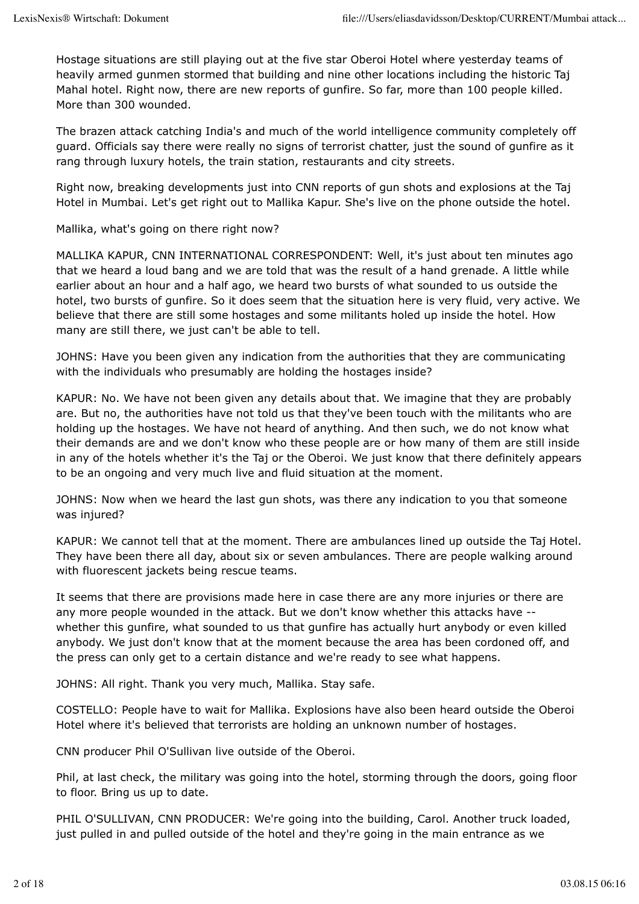Hostage situations are still playing out at the five star Oberoi Hotel where yesterday teams of heavily armed gunmen stormed that building and nine other locations including the historic Taj Mahal hotel. Right now, there are new reports of gunfire. So far, more than 100 people killed. More than 300 wounded.

The brazen attack catching India's and much of the world intelligence community completely off guard. Officials say there were really no signs of terrorist chatter, just the sound of gunfire as it rang through luxury hotels, the train station, restaurants and city streets.

Right now, breaking developments just into CNN reports of gun shots and explosions at the Taj Hotel in Mumbai. Let's get right out to Mallika Kapur. She's live on the phone outside the hotel.

Mallika, what's going on there right now?

MALLIKA KAPUR, CNN INTERNATIONAL CORRESPONDENT: Well, it's just about ten minutes ago that we heard a loud bang and we are told that was the result of a hand grenade. A little while earlier about an hour and a half ago, we heard two bursts of what sounded to us outside the hotel, two bursts of gunfire. So it does seem that the situation here is very fluid, very active. We believe that there are still some hostages and some militants holed up inside the hotel. How many are still there, we just can't be able to tell.

JOHNS: Have you been given any indication from the authorities that they are communicating with the individuals who presumably are holding the hostages inside?

KAPUR: No. We have not been given any details about that. We imagine that they are probably are. But no, the authorities have not told us that they've been touch with the militants who are holding up the hostages. We have not heard of anything. And then such, we do not know what their demands are and we don't know who these people are or how many of them are still inside in any of the hotels whether it's the Taj or the Oberoi. We just know that there definitely appears to be an ongoing and very much live and fluid situation at the moment.

JOHNS: Now when we heard the last gun shots, was there any indication to you that someone was injured?

KAPUR: We cannot tell that at the moment. There are ambulances lined up outside the Taj Hotel. They have been there all day, about six or seven ambulances. There are people walking around with fluorescent jackets being rescue teams.

It seems that there are provisions made here in case there are any more injuries or there are any more people wounded in the attack. But we don't know whether this attacks have -- whether this gunfire, what sounded to us that gunfire has actually hurt anybody or even killed anybody. We just don't know that at the moment because the area has been cordoned off, and the press can only get to a certain distance and we're ready to see what happens.

JOHNS: All right. Thank you very much, Mallika. Stay safe.

COSTELLO: People have to wait for Mallika. Explosions have also been heard outside the Oberoi Hotel where it's believed that terrorists are holding an unknown number of hostages.

CNN producer Phil O'Sullivan live outside of the Oberoi.

Phil, at last check, the military was going into the hotel, storming through the doors, going floor to floor. Bring us up to date.

PHIL O'SULLIVAN, CNN PRODUCER: We're going into the building, Carol. Another truck loaded, just pulled in and pulled outside of the hotel and they're going in the main entrance as we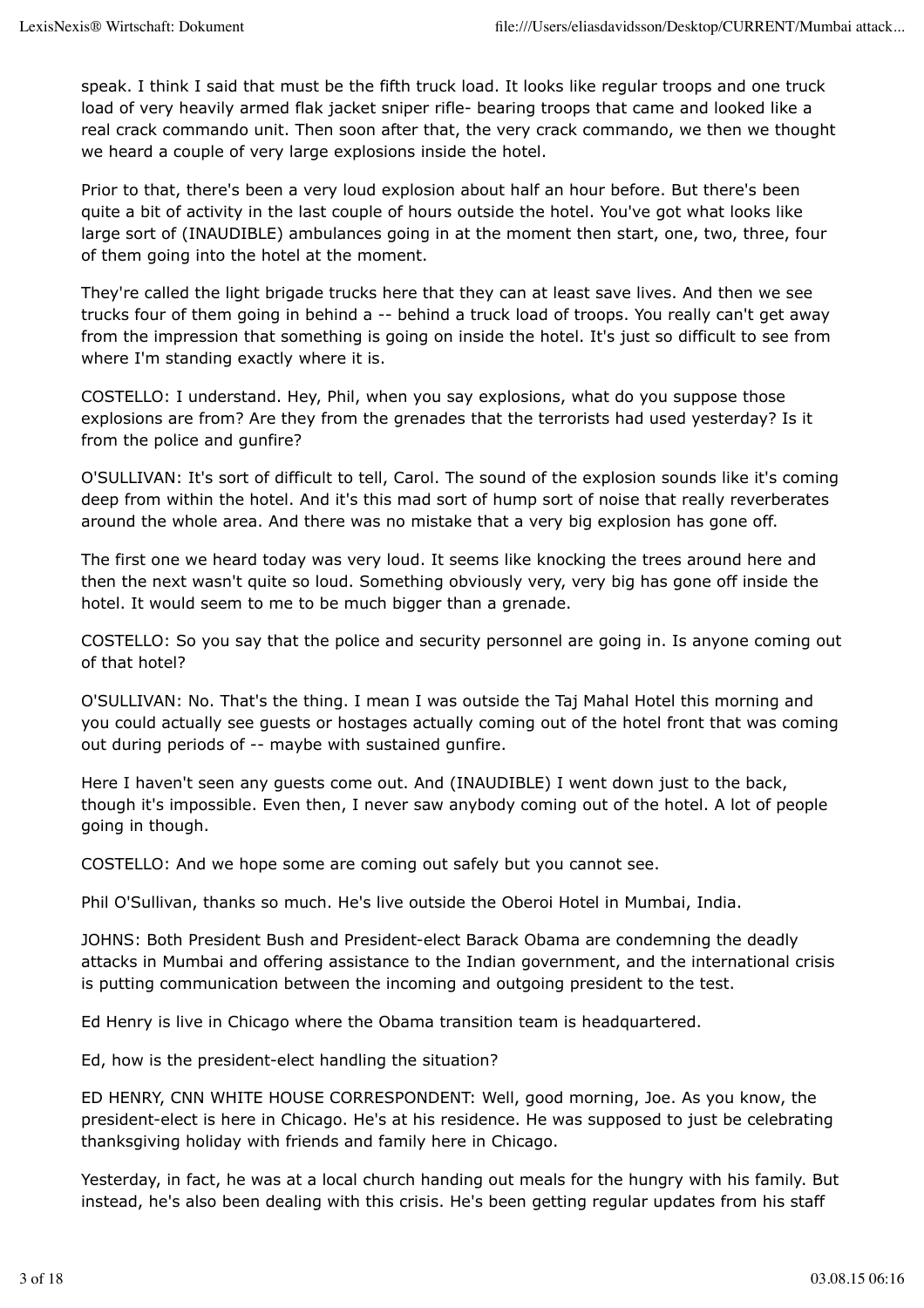speak. I think I said that must be the fifth truck load. It looks like regular troops and one truck load of very heavily armed flak jacket sniper rifle- bearing troops that came and looked like a real crack commando unit. Then soon after that, the very crack commando, we then we thought we heard a couple of very large explosions inside the hotel.

Prior to that, there's been a very loud explosion about half an hour before. But there's been quite a bit of activity in the last couple of hours outside the hotel. You've got what looks like large sort of (INAUDIBLE) ambulances going in at the moment then start, one, two, three, four of them going into the hotel at the moment.

They're called the light brigade trucks here that they can at least save lives. And then we see trucks four of them going in behind a -- behind a truck load of troops. You really can't get away from the impression that something is going on inside the hotel. It's just so difficult to see from where I'm standing exactly where it is.

COSTELLO: I understand. Hey, Phil, when you say explosions, what do you suppose those explosions are from? Are they from the grenades that the terrorists had used yesterday? Is it from the police and gunfire?

O'SULLIVAN: It's sort of difficult to tell, Carol. The sound of the explosion sounds like it's coming deep from within the hotel. And it's this mad sort of hump sort of noise that really reverberates around the whole area. And there was no mistake that a very big explosion has gone off.

The first one we heard today was very loud. It seems like knocking the trees around here and then the next wasn't quite so loud. Something obviously very, very big has gone off inside the hotel. It would seem to me to be much bigger than a grenade.

COSTELLO: So you say that the police and security personnel are going in. Is anyone coming out of that hotel?

O'SULLIVAN: No. That's the thing. I mean I was outside the Taj Mahal Hotel this morning and you could actually see guests or hostages actually coming out of the hotel front that was coming out during periods of -- maybe with sustained gunfire.

Here I haven't seen any guests come out. And (INAUDIBLE) I went down just to the back, though it's impossible. Even then, I never saw anybody coming out of the hotel. A lot of people going in though.

COSTELLO: And we hope some are coming out safely but you cannot see.

Phil O'Sullivan, thanks so much. He's live outside the Oberoi Hotel in Mumbai, India.

JOHNS: Both President Bush and President-elect Barack Obama are condemning the deadly attacks in Mumbai and offering assistance to the Indian government, and the international crisis is putting communication between the incoming and outgoing president to the test.

Ed Henry is live in Chicago where the Obama transition team is headquartered.

Ed, how is the president-elect handling the situation?

ED HENRY, CNN WHITE HOUSE CORRESPONDENT: Well, good morning, Joe. As you know, the president-elect is here in Chicago. He's at his residence. He was supposed to just be celebrating thanksgiving holiday with friends and family here in Chicago.

Yesterday, in fact, he was at a local church handing out meals for the hungry with his family. But instead, he's also been dealing with this crisis. He's been getting regular updates from his staff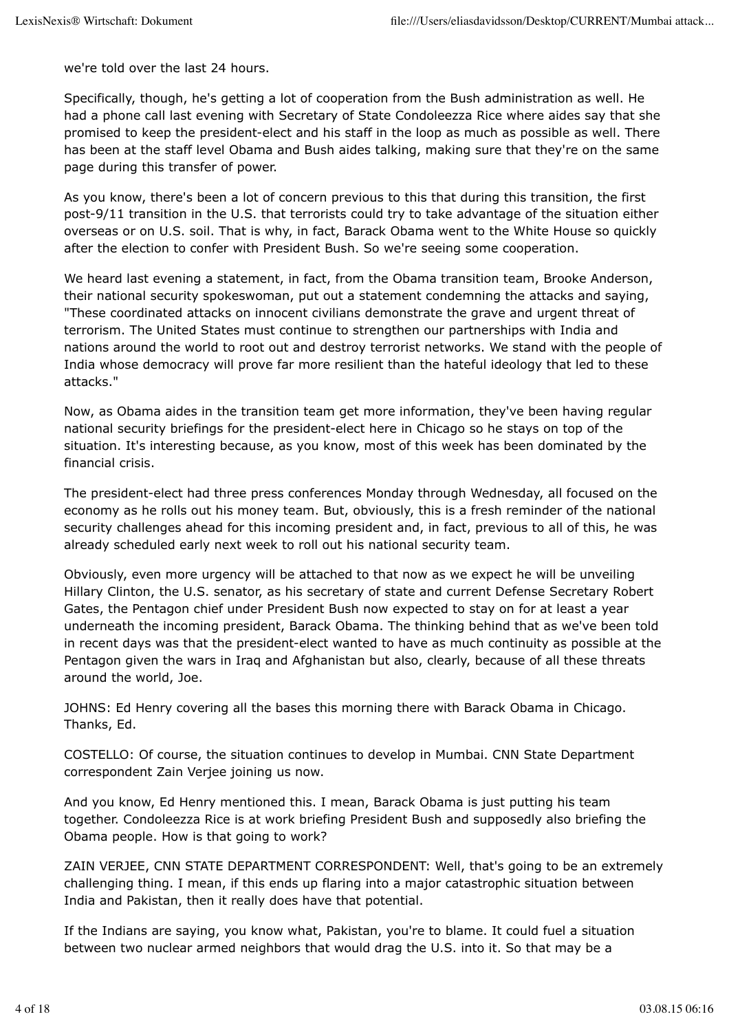we're told over the last 24 hours.

Specifically, though, he's getting a lot of cooperation from the Bush administration as well. He had a phone call last evening with Secretary of State Condoleezza Rice where aides say that she promised to keep the president-elect and his staff in the loop as much as possible as well. There has been at the staff level Obama and Bush aides talking, making sure that they're on the same page during this transfer of power.

As you know, there's been a lot of concern previous to this that during this transition, the first post-9/11 transition in the U.S. that terrorists could try to take advantage of the situation either overseas or on U.S. soil. That is why, in fact, Barack Obama went to the White House so quickly after the election to confer with President Bush. So we're seeing some cooperation.

We heard last evening a statement, in fact, from the Obama transition team, Brooke Anderson, their national security spokeswoman, put out a statement condemning the attacks and saying, "These coordinated attacks on innocent civilians demonstrate the grave and urgent threat of terrorism. The United States must continue to strengthen our partnerships with India and nations around the world to root out and destroy terrorist networks. We stand with the people of India whose democracy will prove far more resilient than the hateful ideology that led to these attacks."

Now, as Obama aides in the transition team get more information, they've been having regular national security briefings for the president-elect here in Chicago so he stays on top of the situation. It's interesting because, as you know, most of this week has been dominated by the financial crisis.

The president-elect had three press conferences Monday through Wednesday, all focused on the economy as he rolls out his money team. But, obviously, this is a fresh reminder of the national security challenges ahead for this incoming president and, in fact, previous to all of this, he was already scheduled early next week to roll out his national security team.

Obviously, even more urgency will be attached to that now as we expect he will be unveiling Hillary Clinton, the U.S. senator, as his secretary of state and current Defense Secretary Robert Gates, the Pentagon chief under President Bush now expected to stay on for at least a year underneath the incoming president, Barack Obama. The thinking behind that as we've been told in recent days was that the president-elect wanted to have as much continuity as possible at the Pentagon given the wars in Iraq and Afghanistan but also, clearly, because of all these threats around the world, Joe.

JOHNS: Ed Henry covering all the bases this morning there with Barack Obama in Chicago. Thanks, Ed.

COSTELLO: Of course, the situation continues to develop in Mumbai. CNN State Department correspondent Zain Verjee joining us now.

And you know, Ed Henry mentioned this. I mean, Barack Obama is just putting his team together. Condoleezza Rice is at work briefing President Bush and supposedly also briefing the Obama people. How is that going to work?

ZAIN VERJEE, CNN STATE DEPARTMENT CORRESPONDENT: Well, that's going to be an extremely challenging thing. I mean, if this ends up flaring into a major catastrophic situation between India and Pakistan, then it really does have that potential.

If the Indians are saying, you know what, Pakistan, you're to blame. It could fuel a situation between two nuclear armed neighbors that would drag the U.S. into it. So that may be a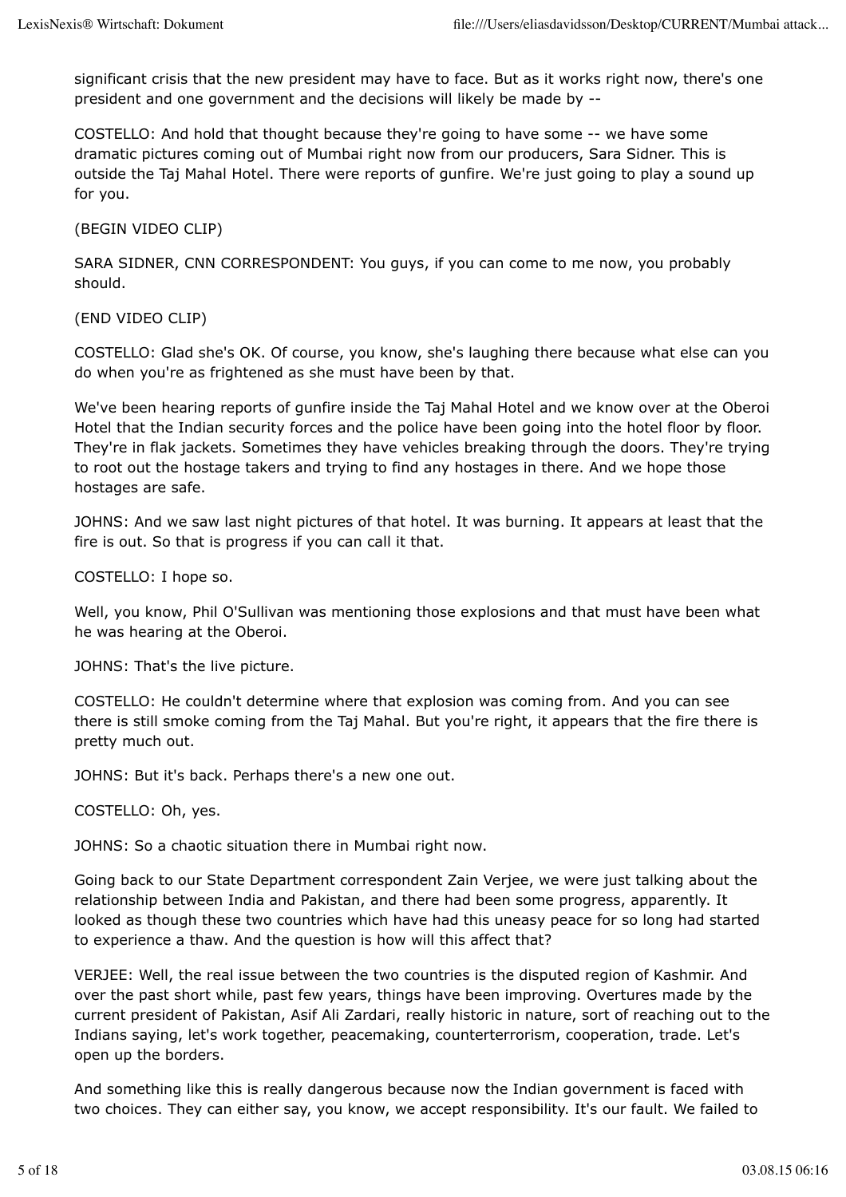significant crisis that the new president may have to face. But as it works right now, there's one president and one government and the decisions will likely be made by --

COSTELLO: And hold that thought because they're going to have some -- we have some dramatic pictures coming out of Mumbai right now from our producers, Sara Sidner. This is outside the Taj Mahal Hotel. There were reports of gunfire. We're just going to play a sound up for you.

(BEGIN VIDEO CLIP)

SARA SIDNER, CNN CORRESPONDENT: You guys, if you can come to me now, you probably should.

(END VIDEO CLIP)

COSTELLO: Glad she's OK. Of course, you know, she's laughing there because what else can you do when you're as frightened as she must have been by that.

We've been hearing reports of gunfire inside the Taj Mahal Hotel and we know over at the Oberoi Hotel that the Indian security forces and the police have been going into the hotel floor by floor. They're in flak jackets. Sometimes they have vehicles breaking through the doors. They're trying to root out the hostage takers and trying to find any hostages in there. And we hope those hostages are safe.

JOHNS: And we saw last night pictures of that hotel. It was burning. It appears at least that the fire is out. So that is progress if you can call it that.

COSTELLO: I hope so.

Well, you know, Phil O'Sullivan was mentioning those explosions and that must have been what he was hearing at the Oberoi.

JOHNS: That's the live picture.

COSTELLO: He couldn't determine where that explosion was coming from. And you can see there is still smoke coming from the Taj Mahal. But you're right, it appears that the fire there is pretty much out.

JOHNS: But it's back. Perhaps there's a new one out.

COSTELLO: Oh, yes.

JOHNS: So a chaotic situation there in Mumbai right now.

Going back to our State Department correspondent Zain Verjee, we were just talking about the relationship between India and Pakistan, and there had been some progress, apparently. It looked as though these two countries which have had this uneasy peace for so long had started to experience a thaw. And the question is how will this affect that?

VERJEE: Well, the real issue between the two countries is the disputed region of Kashmir. And over the past short while, past few years, things have been improving. Overtures made by the current president of Pakistan, Asif Ali Zardari, really historic in nature, sort of reaching out to the Indians saying, let's work together, peacemaking, counterterrorism, cooperation, trade. Let's open up the borders.

And something like this is really dangerous because now the Indian government is faced with two choices. They can either say, you know, we accept responsibility. It's our fault. We failed to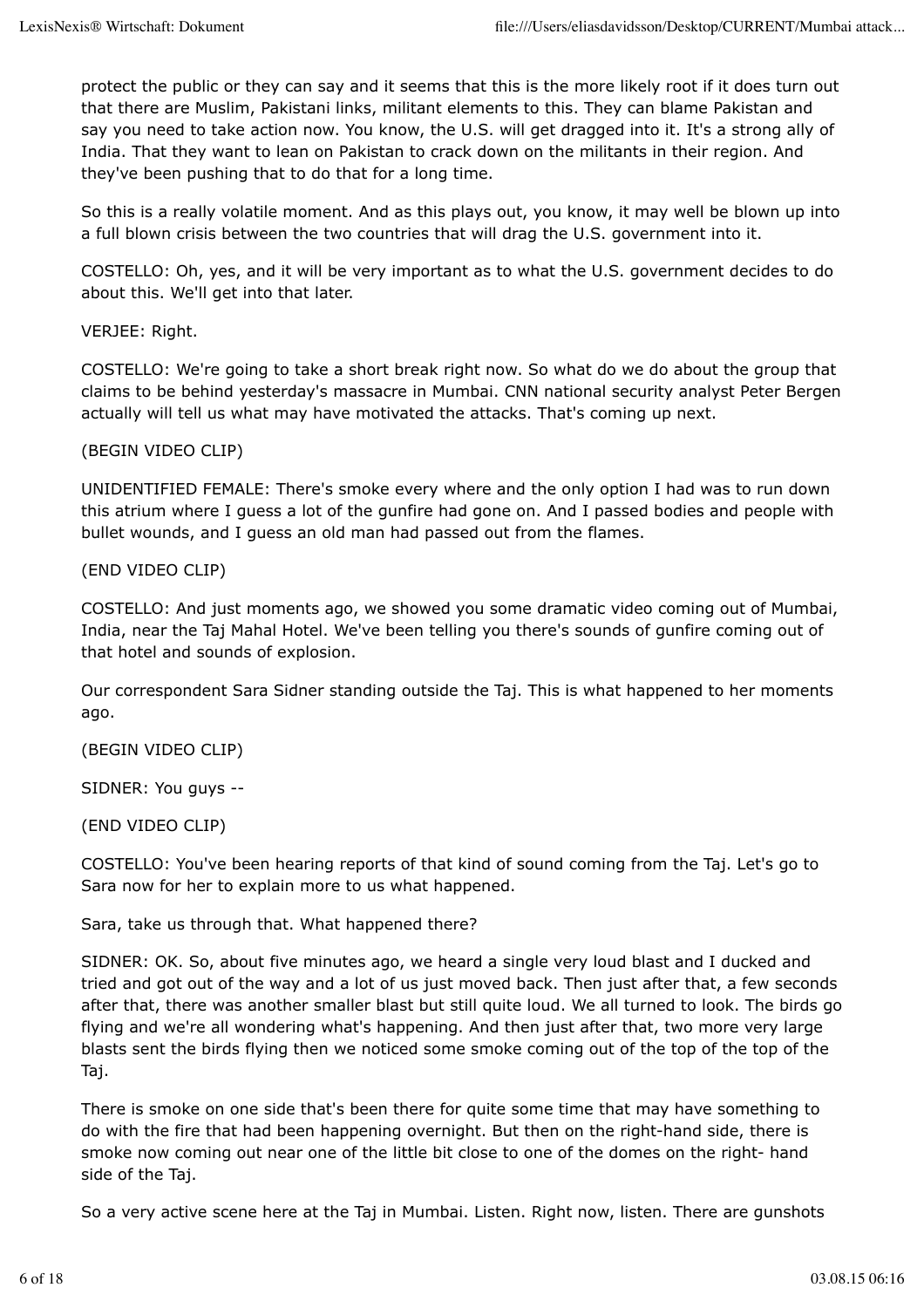protect the public or they can say and it seems that this is the more likely root if it does turn out that there are Muslim, Pakistani links, militant elements to this. They can blame Pakistan and say you need to take action now. You know, the U.S. will get dragged into it. It's a strong ally of India. That they want to lean on Pakistan to crack down on the militants in their region. And they've been pushing that to do that for a long time.

So this is a really volatile moment. And as this plays out, you know, it may well be blown up into a full blown crisis between the two countries that will drag the U.S. government into it.

COSTELLO: Oh, yes, and it will be very important as to what the U.S. government decides to do about this. We'll get into that later.

VERJEE: Right.

COSTELLO: We're going to take a short break right now. So what do we do about the group that claims to be behind yesterday's massacre in Mumbai. CNN national security analyst Peter Bergen actually will tell us what may have motivated the attacks. That's coming up next.

(BEGIN VIDEO CLIP)

UNIDENTIFIED FEMALE: There's smoke every where and the only option I had was to run down this atrium where I guess a lot of the gunfire had gone on. And I passed bodies and people with bullet wounds, and I guess an old man had passed out from the flames.

(END VIDEO CLIP)

COSTELLO: And just moments ago, we showed you some dramatic video coming out of Mumbai, India, near the Taj Mahal Hotel. We've been telling you there's sounds of gunfire coming out of that hotel and sounds of explosion.

Our correspondent Sara Sidner standing outside the Taj. This is what happened to her moments ago.

(BEGIN VIDEO CLIP)

SIDNER: You guys --

(END VIDEO CLIP)

COSTELLO: You've been hearing reports of that kind of sound coming from the Taj. Let's go to Sara now for her to explain more to us what happened.

Sara, take us through that. What happened there?

SIDNER: OK. So, about five minutes ago, we heard a single very loud blast and I ducked and tried and got out of the way and a lot of us just moved back. Then just after that, a few seconds after that, there was another smaller blast but still quite loud. We all turned to look. The birds go flying and we're all wondering what's happening. And then just after that, two more very large blasts sent the birds flying then we noticed some smoke coming out of the top of the top of the Taj.

There is smoke on one side that's been there for quite some time that may have something to do with the fire that had been happening overnight. But then on the right-hand side, there is smoke now coming out near one of the little bit close to one of the domes on the right- hand side of the Taj.

So a very active scene here at the Taj in Mumbai. Listen. Right now, listen. There are gunshots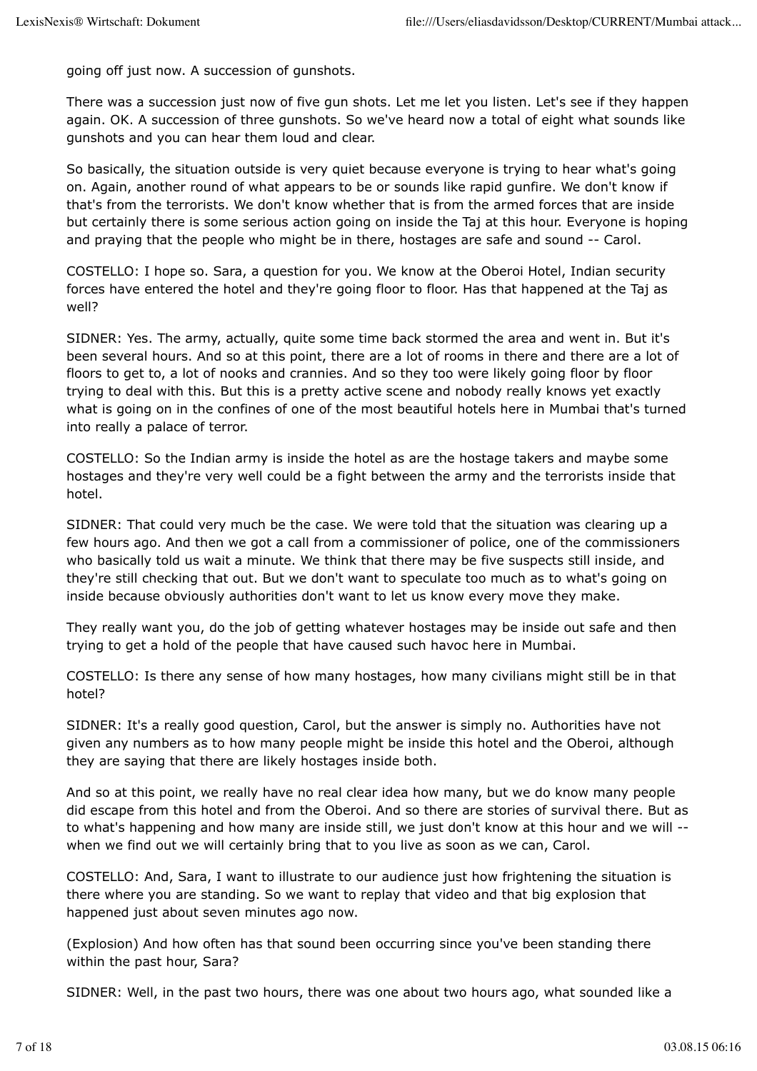going off just now. A succession of gunshots.

There was a succession just now of five gun shots. Let me let you listen. Let's see if they happen again. OK. A succession of three gunshots. So we've heard now a total of eight what sounds like gunshots and you can hear them loud and clear.

So basically, the situation outside is very quiet because everyone is trying to hear what's going on. Again, another round of what appears to be or sounds like rapid gunfire. We don't know if that's from the terrorists. We don't know whether that is from the armed forces that are inside but certainly there is some serious action going on inside the Taj at this hour. Everyone is hoping and praying that the people who might be in there, hostages are safe and sound -- Carol.

COSTELLO: I hope so. Sara, a question for you. We know at the Oberoi Hotel, Indian security forces have entered the hotel and they're going floor to floor. Has that happened at the Taj as well?

SIDNER: Yes. The army, actually, quite some time back stormed the area and went in. But it's been several hours. And so at this point, there are a lot of rooms in there and there are a lot of floors to get to, a lot of nooks and crannies. And so they too were likely going floor by floor trying to deal with this. But this is a pretty active scene and nobody really knows yet exactly what is going on in the confines of one of the most beautiful hotels here in Mumbai that's turned into really a palace of terror.

COSTELLO: So the Indian army is inside the hotel as are the hostage takers and maybe some hostages and they're very well could be a fight between the army and the terrorists inside that hotel.

SIDNER: That could very much be the case. We were told that the situation was clearing up a few hours ago. And then we got a call from a commissioner of police, one of the commissioners who basically told us wait a minute. We think that there may be five suspects still inside, and they're still checking that out. But we don't want to speculate too much as to what's going on inside because obviously authorities don't want to let us know every move they make.

They really want you, do the job of getting whatever hostages may be inside out safe and then trying to get a hold of the people that have caused such havoc here in Mumbai.

COSTELLO: Is there any sense of how many hostages, how many civilians might still be in that hotel?

SIDNER: It's a really good question, Carol, but the answer is simply no. Authorities have not given any numbers as to how many people might be inside this hotel and the Oberoi, although they are saying that there are likely hostages inside both.

And so at this point, we really have no real clear idea how many, but we do know many people did escape from this hotel and from the Oberoi. And so there are stories of survival there. But as to what's happening and how many are inside still, we just don't know at this hour and we will -- when we find out we will certainly bring that to you live as soon as we can, Carol.

COSTELLO: And, Sara, I want to illustrate to our audience just how frightening the situation is there where you are standing. So we want to replay that video and that big explosion that happened just about seven minutes ago now.

(Explosion) And how often has that sound been occurring since you've been standing there within the past hour, Sara?

SIDNER: Well, in the past two hours, there was one about two hours ago, what sounded like a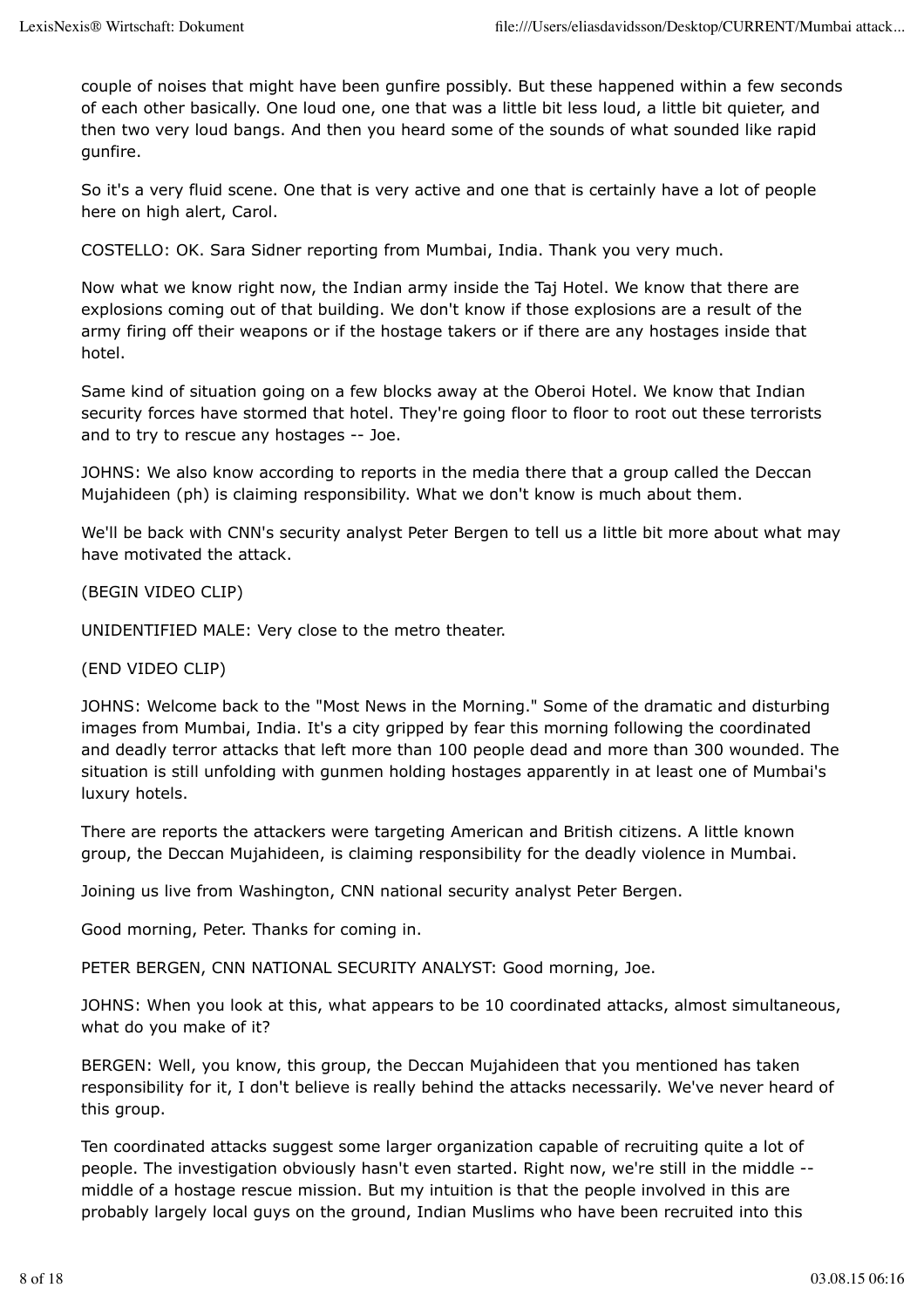couple of noises that might have been gunfire possibly. But these happened within a few seconds of each other basically. One loud one, one that was a little bit less loud, a little bit quieter, and then two very loud bangs. And then you heard some of the sounds of what sounded like rapid gunfire.

So it's a very fluid scene. One that is very active and one that is certainly have a lot of people here on high alert, Carol.

COSTELLO: OK. Sara Sidner reporting from Mumbai, India. Thank you very much.

Now what we know right now, the Indian army inside the Taj Hotel. We know that there are explosions coming out of that building. We don't know if those explosions are a result of the army firing off their weapons or if the hostage takers or if there are any hostages inside that hotel.

Same kind of situation going on a few blocks away at the Oberoi Hotel. We know that Indian security forces have stormed that hotel. They're going floor to floor to root out these terrorists and to try to rescue any hostages -- Joe.

JOHNS: We also know according to reports in the media there that a group called the Deccan Mujahideen (ph) is claiming responsibility. What we don't know is much about them.

We'll be back with CNN's security analyst Peter Bergen to tell us a little bit more about what may have motivated the attack.

(BEGIN VIDEO CLIP)

UNIDENTIFIED MALE: Very close to the metro theater.

(END VIDEO CLIP)

JOHNS: Welcome back to the "Most News in the Morning." Some of the dramatic and disturbing images from Mumbai, India. It's a city gripped by fear this morning following the coordinated and deadly terror attacks that left more than 100 people dead and more than 300 wounded. The situation is still unfolding with gunmen holding hostages apparently in at least one of Mumbai's luxury hotels.

There are reports the attackers were targeting American and British citizens. A little known group, the Deccan Mujahideen, is claiming responsibility for the deadly violence in Mumbai.

Joining us live from Washington, CNN national security analyst Peter Bergen.

Good morning, Peter. Thanks for coming in.

PETER BERGEN, CNN NATIONAL SECURITY ANALYST: Good morning, Joe.

JOHNS: When you look at this, what appears to be 10 coordinated attacks, almost simultaneous, what do you make of it?

BERGEN: Well, you know, this group, the Deccan Mujahideen that you mentioned has taken responsibility for it, I don't believe is really behind the attacks necessarily. We've never heard of this group.

Ten coordinated attacks suggest some larger organization capable of recruiting quite a lot of people. The investigation obviously hasn't even started. Right now, we're still in the middle -- middle of a hostage rescue mission. But my intuition is that the people involved in this are probably largely local guys on the ground, Indian Muslims who have been recruited into this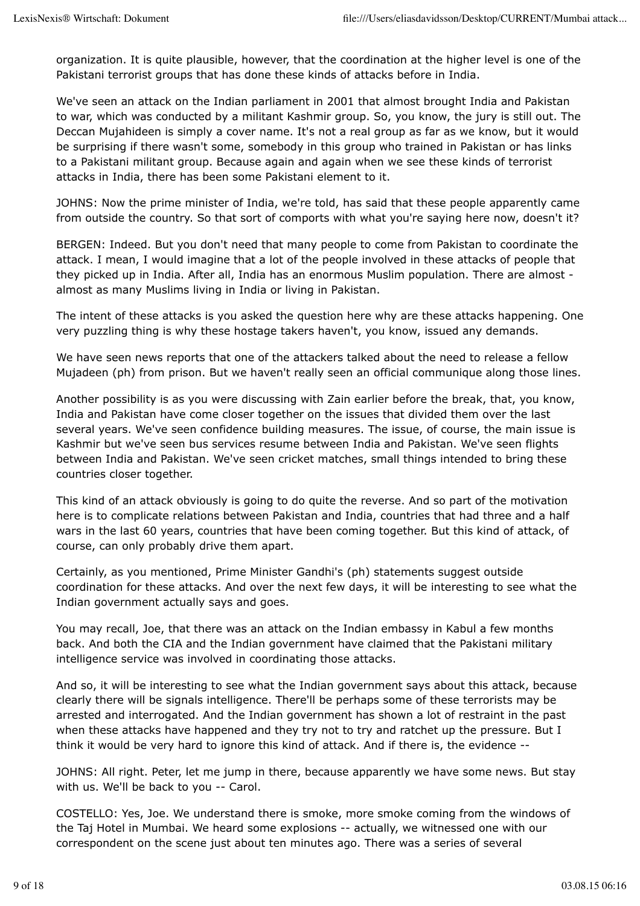organization. It is quite plausible, however, that the coordination at the higher level is one of the Pakistani terrorist groups that has done these kinds of attacks before in India.

We've seen an attack on the Indian parliament in 2001 that almost brought India and Pakistan to war, which was conducted by a militant Kashmir group. So, you know, the jury is still out. The Deccan Mujahideen is simply a cover name. It's not a real group as far as we know, but it would be surprising if there wasn't some, somebody in this group who trained in Pakistan or has links to a Pakistani militant group. Because again and again when we see these kinds of terrorist attacks in India, there has been some Pakistani element to it.

JOHNS: Now the prime minister of India, we're told, has said that these people apparently came from outside the country. So that sort of comports with what you're saying here now, doesn't it?

BERGEN: Indeed. But you don't need that many people to come from Pakistan to coordinate the attack. I mean, I would imagine that a lot of the people involved in these attacks of people that they picked up in India. After all, India has an enormous Muslim population. There are almost - almost as many Muslims living in India or living in Pakistan.

The intent of these attacks is you asked the question here why are these attacks happening. One very puzzling thing is why these hostage takers haven't, you know, issued any demands.

We have seen news reports that one of the attackers talked about the need to release a fellow Mujadeen (ph) from prison. But we haven't really seen an official communique along those lines.

Another possibility is as you were discussing with Zain earlier before the break, that, you know, India and Pakistan have come closer together on the issues that divided them over the last several years. We've seen confidence building measures. The issue, of course, the main issue is Kashmir but we've seen bus services resume between India and Pakistan. We've seen flights between India and Pakistan. We've seen cricket matches, small things intended to bring these countries closer together.

This kind of an attack obviously is going to do quite the reverse. And so part of the motivation here is to complicate relations between Pakistan and India, countries that had three and a half wars in the last 60 years, countries that have been coming together. But this kind of attack, of course, can only probably drive them apart.

Certainly, as you mentioned, Prime Minister Gandhi's (ph) statements suggest outside coordination for these attacks. And over the next few days, it will be interesting to see what the Indian government actually says and goes.

You may recall, Joe, that there was an attack on the Indian embassy in Kabul a few months back. And both the CIA and the Indian government have claimed that the Pakistani military intelligence service was involved in coordinating those attacks.

And so, it will be interesting to see what the Indian government says about this attack, because clearly there will be signals intelligence. There'll be perhaps some of these terrorists may be arrested and interrogated. And the Indian government has shown a lot of restraint in the past when these attacks have happened and they try not to try and ratchet up the pressure. But I think it would be very hard to ignore this kind of attack. And if there is, the evidence --

JOHNS: All right. Peter, let me jump in there, because apparently we have some news. But stay with us. We'll be back to you -- Carol.

COSTELLO: Yes, Joe. We understand there is smoke, more smoke coming from the windows of the Taj Hotel in Mumbai. We heard some explosions -- actually, we witnessed one with our correspondent on the scene just about ten minutes ago. There was a series of several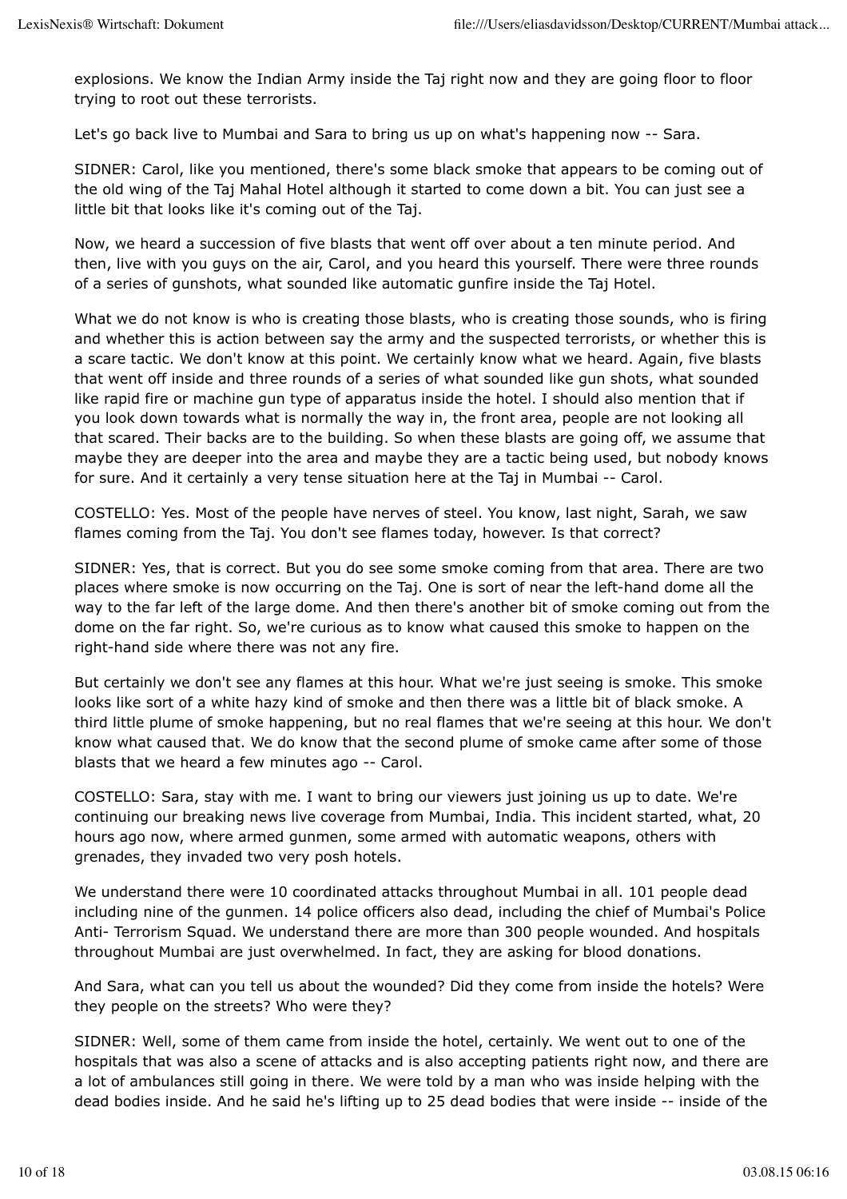explosions. We know the Indian Army inside the Taj right now and they are going floor to floor trying to root out these terrorists.

Let's go back live to Mumbai and Sara to bring us up on what's happening now -- Sara.

SIDNER: Carol, like you mentioned, there's some black smoke that appears to be coming out of the old wing of the Taj Mahal Hotel although it started to come down a bit. You can just see a little bit that looks like it's coming out of the Taj.

Now, we heard a succession of five blasts that went off over about a ten minute period. And then, live with you guys on the air, Carol, and you heard this yourself. There were three rounds of a series of gunshots, what sounded like automatic gunfire inside the Taj Hotel.

What we do not know is who is creating those blasts, who is creating those sounds, who is firing and whether this is action between say the army and the suspected terrorists, or whether this is a scare tactic. We don't know at this point. We certainly know what we heard. Again, five blasts that went off inside and three rounds of a series of what sounded like gun shots, what sounded like rapid fire or machine gun type of apparatus inside the hotel. I should also mention that if you look down towards what is normally the way in, the front area, people are not looking all that scared. Their backs are to the building. So when these blasts are going off, we assume that maybe they are deeper into the area and maybe they are a tactic being used, but nobody knows for sure. And it certainly a very tense situation here at the Taj in Mumbai -- Carol.

COSTELLO: Yes. Most of the people have nerves of steel. You know, last night, Sarah, we saw flames coming from the Taj. You don't see flames today, however. Is that correct?

SIDNER: Yes, that is correct. But you do see some smoke coming from that area. There are two places where smoke is now occurring on the Taj. One is sort of near the left-hand dome all the way to the far left of the large dome. And then there's another bit of smoke coming out from the dome on the far right. So, we're curious as to know what caused this smoke to happen on the right-hand side where there was not any fire.

But certainly we don't see any flames at this hour. What we're just seeing is smoke. This smoke looks like sort of a white hazy kind of smoke and then there was a little bit of black smoke. A third little plume of smoke happening, but no real flames that we're seeing at this hour. We don't know what caused that. We do know that the second plume of smoke came after some of those blasts that we heard a few minutes ago -- Carol.

COSTELLO: Sara, stay with me. I want to bring our viewers just joining us up to date. We're continuing our breaking news live coverage from Mumbai, India. This incident started, what, 20 hours ago now, where armed gunmen, some armed with automatic weapons, others with grenades, they invaded two very posh hotels.

We understand there were 10 coordinated attacks throughout Mumbai in all. 101 people dead including nine of the gunmen. 14 police officers also dead, including the chief of Mumbai's Police Anti- Terrorism Squad. We understand there are more than 300 people wounded. And hospitals throughout Mumbai are just overwhelmed. In fact, they are asking for blood donations.

And Sara, what can you tell us about the wounded? Did they come from inside the hotels? Were they people on the streets? Who were they?

SIDNER: Well, some of them came from inside the hotel, certainly. We went out to one of the hospitals that was also a scene of attacks and is also accepting patients right now, and there are a lot of ambulances still going in there. We were told by a man who was inside helping with the dead bodies inside. And he said he's lifting up to 25 dead bodies that were inside -- inside of the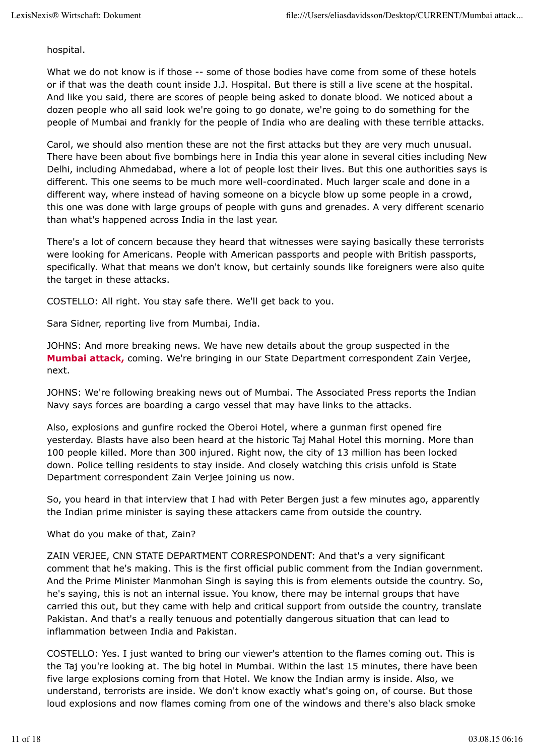hospital.

What we do not know is if those -- some of those bodies have come from some of these hotels or if that was the death count inside J.J. Hospital. But there is still a live scene at the hospital. And like you said, there are scores of people being asked to donate blood. We noticed about a dozen people who all said look we're going to go donate, we're going to do something for the people of Mumbai and frankly for the people of India who are dealing with these terrible attacks.

Carol, we should also mention these are not the first attacks but they are very much unusual. There have been about five bombings here in India this year alone in several cities including New Delhi, including Ahmedabad, where a lot of people lost their lives. But this one authorities says is different. This one seems to be much more well-coordinated. Much larger scale and done in a different way, where instead of having someone on a bicycle blow up some people in a crowd, this one was done with large groups of people with guns and grenades. A very different scenario than what's happened across India in the last year.

There's a lot of concern because they heard that witnesses were saying basically these terrorists were looking for Americans. People with American passports and people with British passports, specifically. What that means we don't know, but certainly sounds like foreigners were also quite the target in these attacks.

COSTELLO: All right. You stay safe there. We'll get back to you.

Sara Sidner, reporting live from Mumbai, India.

JOHNS: And more breaking news. We have new details about the group suspected in the **Mumbai attack,** coming. We're bringing in our State Department correspondent Zain Verjee, next.

JOHNS: We're following breaking news out of Mumbai. The Associated Press reports the Indian Navy says forces are boarding a cargo vessel that may have links to the attacks.

Also, explosions and gunfire rocked the Oberoi Hotel, where a gunman first opened fire yesterday. Blasts have also been heard at the historic Taj Mahal Hotel this morning. More than 100 people killed. More than 300 injured. Right now, the city of 13 million has been locked down. Police telling residents to stay inside. And closely watching this crisis unfold is State Department correspondent Zain Verjee joining us now.

So, you heard in that interview that I had with Peter Bergen just a few minutes ago, apparently the Indian prime minister is saying these attackers came from outside the country.

What do you make of that, Zain?

ZAIN VERJEE, CNN STATE DEPARTMENT CORRESPONDENT: And that's a very significant comment that he's making. This is the first official public comment from the Indian government. And the Prime Minister Manmohan Singh is saying this is from elements outside the country. So, he's saying, this is not an internal issue. You know, there may be internal groups that have carried this out, but they came with help and critical support from outside the country, translate Pakistan. And that's a really tenuous and potentially dangerous situation that can lead to inflammation between India and Pakistan.

COSTELLO: Yes. I just wanted to bring our viewer's attention to the flames coming out. This is the Taj you're looking at. The big hotel in Mumbai. Within the last 15 minutes, there have been five large explosions coming from that Hotel. We know the Indian army is inside. Also, we understand, terrorists are inside. We don't know exactly what's going on, of course. But those loud explosions and now flames coming from one of the windows and there's also black smoke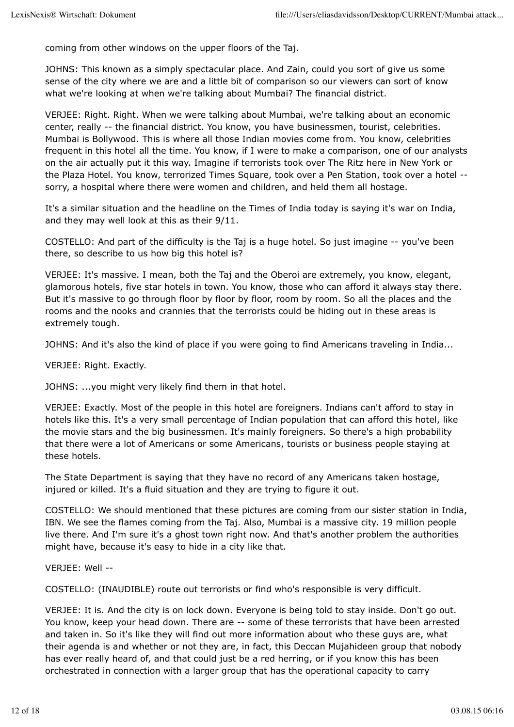coming from other windows on the upper floors of the Taj.

JOHNS: This known as a simply spectacular place. And Zain, could you sort of give us some sense of the city where we are and a little bit of comparison so our viewers can sort of know what we're looking at when we're talking about Mumbai? The financial district.

VERJEE: Right. Right. When we were talking about Mumbai, we're talking about an economic center, really -- the financial district. You know, you have businessmen, tourist, celebrities. Mumbai is Bollywood. This is where all those Indian movies come from. You know, celebrities frequent in this hotel all the time. You know, if I were to make a comparison, one of our analysts on the air actually put it this way. Imagine if terrorists took over The Ritz here in New York or the Plaza Hotel. You know, terrorized Times Square, took over a Pen Station, took over a hotel -- sorry, a hospital where there were women and children, and held them all hostage.

It's a similar situation and the headline on the Times of India today is saying it's war on India, and they may well look at this as their 9/11.

COSTELLO: And part of the difficulty is the Taj is a huge hotel. So just imagine -- you've been there, so describe to us how big this hotel is?

VERJEE: It's massive. I mean, both the Taj and the Oberoi are extremely, you know, elegant, glamorous hotels, five star hotels in town. You know, those who can afford it always stay there. But it's massive to go through floor by floor by floor, room by room. So all the places and the rooms and the nooks and crannies that the terrorists could be hiding out in these areas is extremely tough.

JOHNS: And it's also the kind of place if you were going to find Americans traveling in India...

VERJEE: Right. Exactly.

JOHNS: ...you might very likely find them in that hotel.

VERJEE: Exactly. Most of the people in this hotel are foreigners. Indians can't afford to stay in hotels like this. It's a very small percentage of Indian population that can afford this hotel, like the movie stars and the big businessmen. It's mainly foreigners. So there's a high probability that there were a lot of Americans or some Americans, tourists or business people staying at these hotels.

The State Department is saying that they have no record of any Americans taken hostage, injured or killed. It's a fluid situation and they are trying to figure it out.

COSTELLO: We should mentioned that these pictures are coming from our sister station in India, IBN. We see the flames coming from the Taj. Also, Mumbai is a massive city. 19 million people live there. And I'm sure it's a ghost town right now. And that's another problem the authorities might have, because it's easy to hide in a city like that.

VERJEE: Well --

COSTELLO: (INAUDIBLE) route out terrorists or find who's responsible is very difficult.

VERJEE: It is. And the city is on lock down. Everyone is being told to stay inside. Don't go out. You know, keep your head down. There are -- some of these terrorists that have been arrested and taken in. So it's like they will find out more information about who these guys are, what their agenda is and whether or not they are, in fact, this Deccan Mujahideen group that nobody has ever really heard of, and that could just be a red herring, or if you know this has been orchestrated in connection with a larger group that has the operational capacity to carry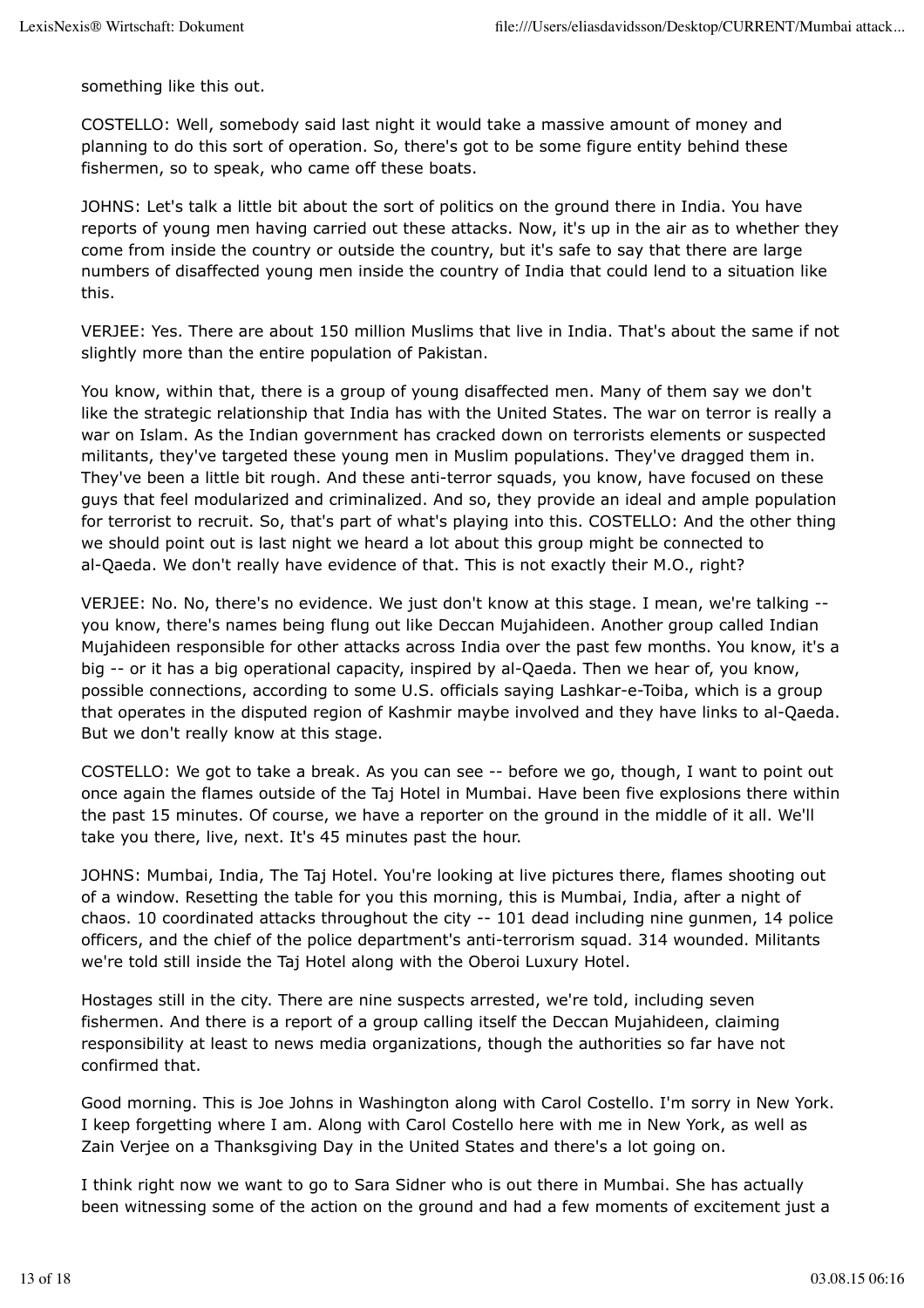something like this out.

COSTELLO: Well, somebody said last night it would take a massive amount of money and planning to do this sort of operation. So, there's got to be some figure entity behind these fishermen, so to speak, who came off these boats.

JOHNS: Let's talk a little bit about the sort of politics on the ground there in India. You have reports of young men having carried out these attacks. Now, it's up in the air as to whether they come from inside the country or outside the country, but it's safe to say that there are large numbers of disaffected young men inside the country of India that could lend to a situation like this.

VERJEE: Yes. There are about 150 million Muslims that live in India. That's about the same if not slightly more than the entire population of Pakistan.

You know, within that, there is a group of young disaffected men. Many of them say we don't like the strategic relationship that India has with the United States. The war on terror is really a war on Islam. As the Indian government has cracked down on terrorists elements or suspected militants, they've targeted these young men in Muslim populations. They've dragged them in. They've been a little bit rough. And these anti-terror squads, you know, have focused on these guys that feel modularized and criminalized. And so, they provide an ideal and ample population for terrorist to recruit. So, that's part of what's playing into this. COSTELLO: And the other thing we should point out is last night we heard a lot about this group might be connected to al-Qaeda. We don't really have evidence of that. This is not exactly their M.O., right?

VERJEE: No. No, there's no evidence. We just don't know at this stage. I mean, we're talking -- you know, there's names being flung out like Deccan Mujahideen. Another group called Indian Mujahideen responsible for other attacks across India over the past few months. You know, it's a big -- or it has a big operational capacity, inspired by al-Qaeda. Then we hear of, you know, possible connections, according to some U.S. officials saying Lashkar-e-Toiba, which is a group that operates in the disputed region of Kashmir maybe involved and they have links to al-Qaeda. But we don't really know at this stage.

COSTELLO: We got to take a break. As you can see -- before we go, though, I want to point out once again the flames outside of the Taj Hotel in Mumbai. Have been five explosions there within the past 15 minutes. Of course, we have a reporter on the ground in the middle of it all. We'll take you there, live, next. It's 45 minutes past the hour.

JOHNS: Mumbai, India, The Taj Hotel. You're looking at live pictures there, flames shooting out of a window. Resetting the table for you this morning, this is Mumbai, India, after a night of chaos. 10 coordinated attacks throughout the city -- 101 dead including nine gunmen, 14 police officers, and the chief of the police department's anti-terrorism squad. 314 wounded. Militants we're told still inside the Taj Hotel along with the Oberoi Luxury Hotel.

Hostages still in the city. There are nine suspects arrested, we're told, including seven fishermen. And there is a report of a group calling itself the Deccan Mujahideen, claiming responsibility at least to news media organizations, though the authorities so far have not confirmed that.

Good morning. This is Joe Johns in Washington along with Carol Costello. I'm sorry in New York. I keep forgetting where I am. Along with Carol Costello here with me in New York, as well as Zain Verjee on a Thanksgiving Day in the United States and there's a lot going on.

I think right now we want to go to Sara Sidner who is out there in Mumbai. She has actually been witnessing some of the action on the ground and had a few moments of excitement just a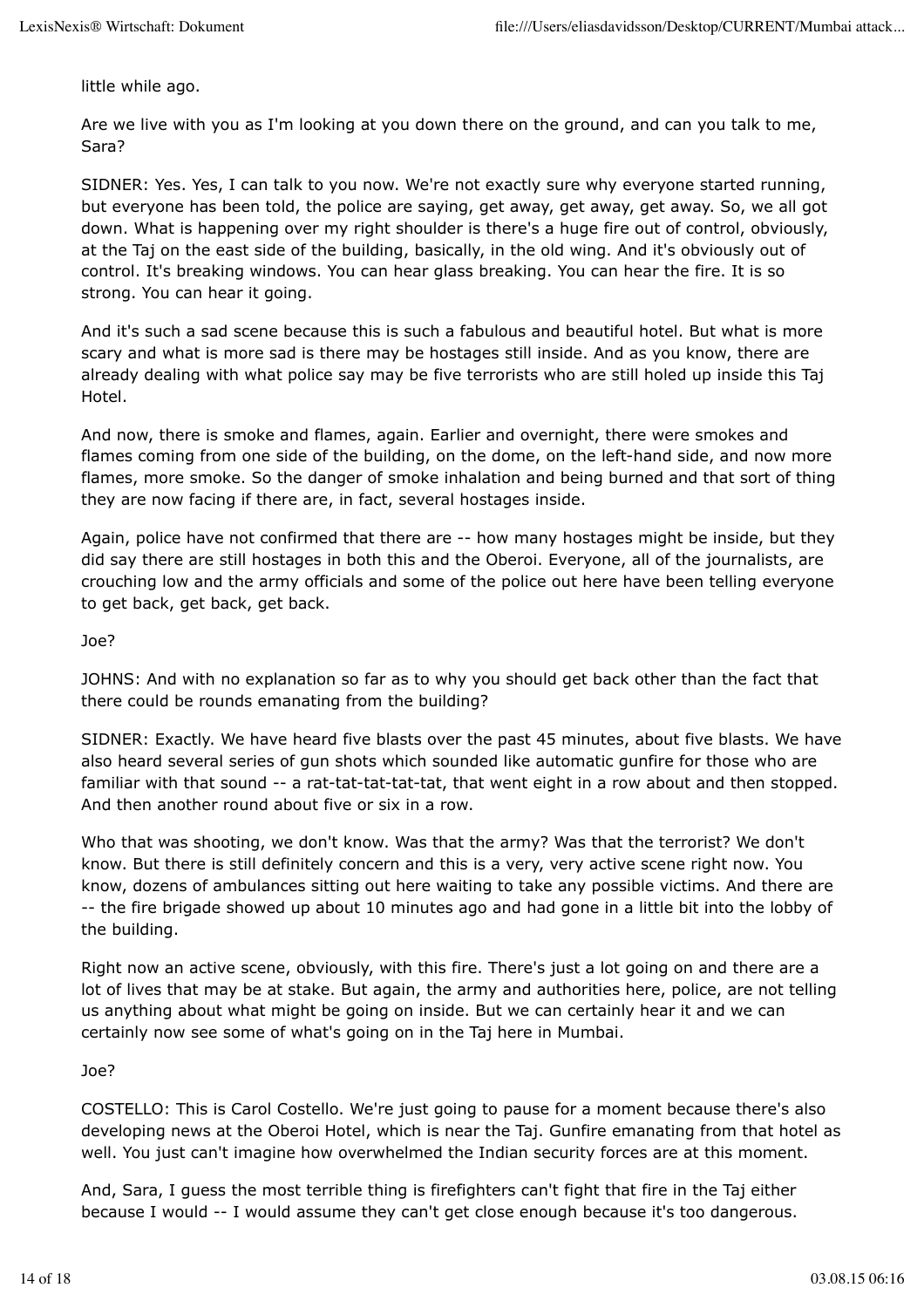little while ago.

Are we live with you as I'm looking at you down there on the ground, and can you talk to me, Sara?

SIDNER: Yes. Yes, I can talk to you now. We're not exactly sure why everyone started running, but everyone has been told, the police are saying, get away, get away, get away. So, we all got down. What is happening over my right shoulder is there's a huge fire out of control, obviously, at the Taj on the east side of the building, basically, in the old wing. And it's obviously out of control. It's breaking windows. You can hear glass breaking. You can hear the fire. It is so strong. You can hear it going.

And it's such a sad scene because this is such a fabulous and beautiful hotel. But what is more scary and what is more sad is there may be hostages still inside. And as you know, there are already dealing with what police say may be five terrorists who are still holed up inside this Taj Hotel.

And now, there is smoke and flames, again. Earlier and overnight, there were smokes and flames coming from one side of the building, on the dome, on the left-hand side, and now more flames, more smoke. So the danger of smoke inhalation and being burned and that sort of thing they are now facing if there are, in fact, several hostages inside.

Again, police have not confirmed that there are -- how many hostages might be inside, but they did say there are still hostages in both this and the Oberoi. Everyone, all of the journalists, are crouching low and the army officials and some of the police out here have been telling everyone to get back, get back, get back.

Joe?

JOHNS: And with no explanation so far as to why you should get back other than the fact that there could be rounds emanating from the building?

SIDNER: Exactly. We have heard five blasts over the past 45 minutes, about five blasts. We have also heard several series of gun shots which sounded like automatic gunfire for those who are familiar with that sound -- a rat-tat-tat-tat-tat, that went eight in a row about and then stopped. And then another round about five or six in a row.

Who that was shooting, we don't know. Was that the army? Was that the terrorist? We don't know. But there is still definitely concern and this is a very, very active scene right now. You know, dozens of ambulances sitting out here waiting to take any possible victims. And there are -- the fire brigade showed up about 10 minutes ago and had gone in a little bit into the lobby of the building.

Right now an active scene, obviously, with this fire. There's just a lot going on and there are a lot of lives that may be at stake. But again, the army and authorities here, police, are not telling us anything about what might be going on inside. But we can certainly hear it and we can certainly now see some of what's going on in the Taj here in Mumbai.

Joe?

COSTELLO: This is Carol Costello. We're just going to pause for a moment because there's also developing news at the Oberoi Hotel, which is near the Taj. Gunfire emanating from that hotel as well. You just can't imagine how overwhelmed the Indian security forces are at this moment.

And, Sara, I guess the most terrible thing is firefighters can't fight that fire in the Taj either because I would -- I would assume they can't get close enough because it's too dangerous.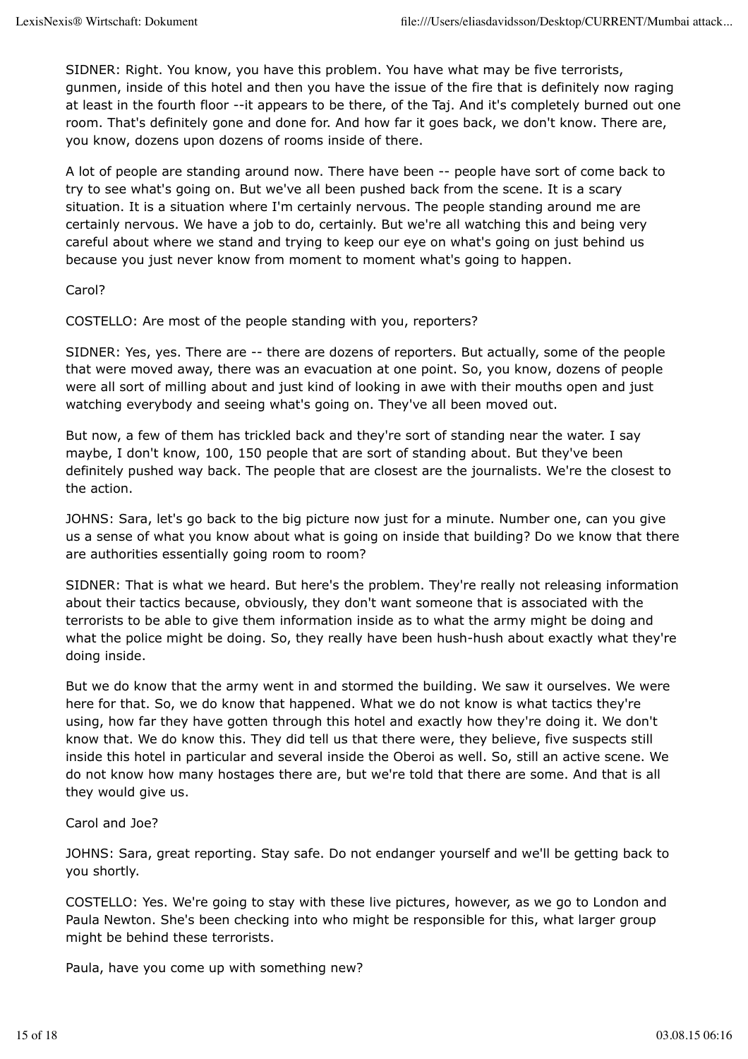SIDNER: Right. You know, you have this problem. You have what may be five terrorists, gunmen, inside of this hotel and then you have the issue of the fire that is definitely now raging at least in the fourth floor --it appears to be there, of the Taj. And it's completely burned out one room. That's definitely gone and done for. And how far it goes back, we don't know. There are, you know, dozens upon dozens of rooms inside of there.

A lot of people are standing around now. There have been -- people have sort of come back to try to see what's going on. But we've all been pushed back from the scene. It is a scary situation. It is a situation where I'm certainly nervous. The people standing around me are certainly nervous. We have a job to do, certainly. But we're all watching this and being very careful about where we stand and trying to keep our eye on what's going on just behind us because you just never know from moment to moment what's going to happen.

Carol?

COSTELLO: Are most of the people standing with you, reporters?

SIDNER: Yes, yes. There are -- there are dozens of reporters. But actually, some of the people that were moved away, there was an evacuation at one point. So, you know, dozens of people were all sort of milling about and just kind of looking in awe with their mouths open and just watching everybody and seeing what's going on. They've all been moved out.

But now, a few of them has trickled back and they're sort of standing near the water. I say maybe, I don't know, 100, 150 people that are sort of standing about. But they've been definitely pushed way back. The people that are closest are the journalists. We're the closest to the action.

JOHNS: Sara, let's go back to the big picture now just for a minute. Number one, can you give us a sense of what you know about what is going on inside that building? Do we know that there are authorities essentially going room to room?

SIDNER: That is what we heard. But here's the problem. They're really not releasing information about their tactics because, obviously, they don't want someone that is associated with the terrorists to be able to give them information inside as to what the army might be doing and what the police might be doing. So, they really have been hush-hush about exactly what they're doing inside.

But we do know that the army went in and stormed the building. We saw it ourselves. We were here for that. So, we do know that happened. What we do not know is what tactics they're using, how far they have gotten through this hotel and exactly how they're doing it. We don't know that. We do know this. They did tell us that there were, they believe, five suspects still inside this hotel in particular and several inside the Oberoi as well. So, still an active scene. We do not know how many hostages there are, but we're told that there are some. And that is all they would give us.

Carol and Joe?

JOHNS: Sara, great reporting. Stay safe. Do not endanger yourself and we'll be getting back to you shortly.

COSTELLO: Yes. We're going to stay with these live pictures, however, as we go to London and Paula Newton. She's been checking into who might be responsible for this, what larger group might be behind these terrorists.

Paula, have you come up with something new?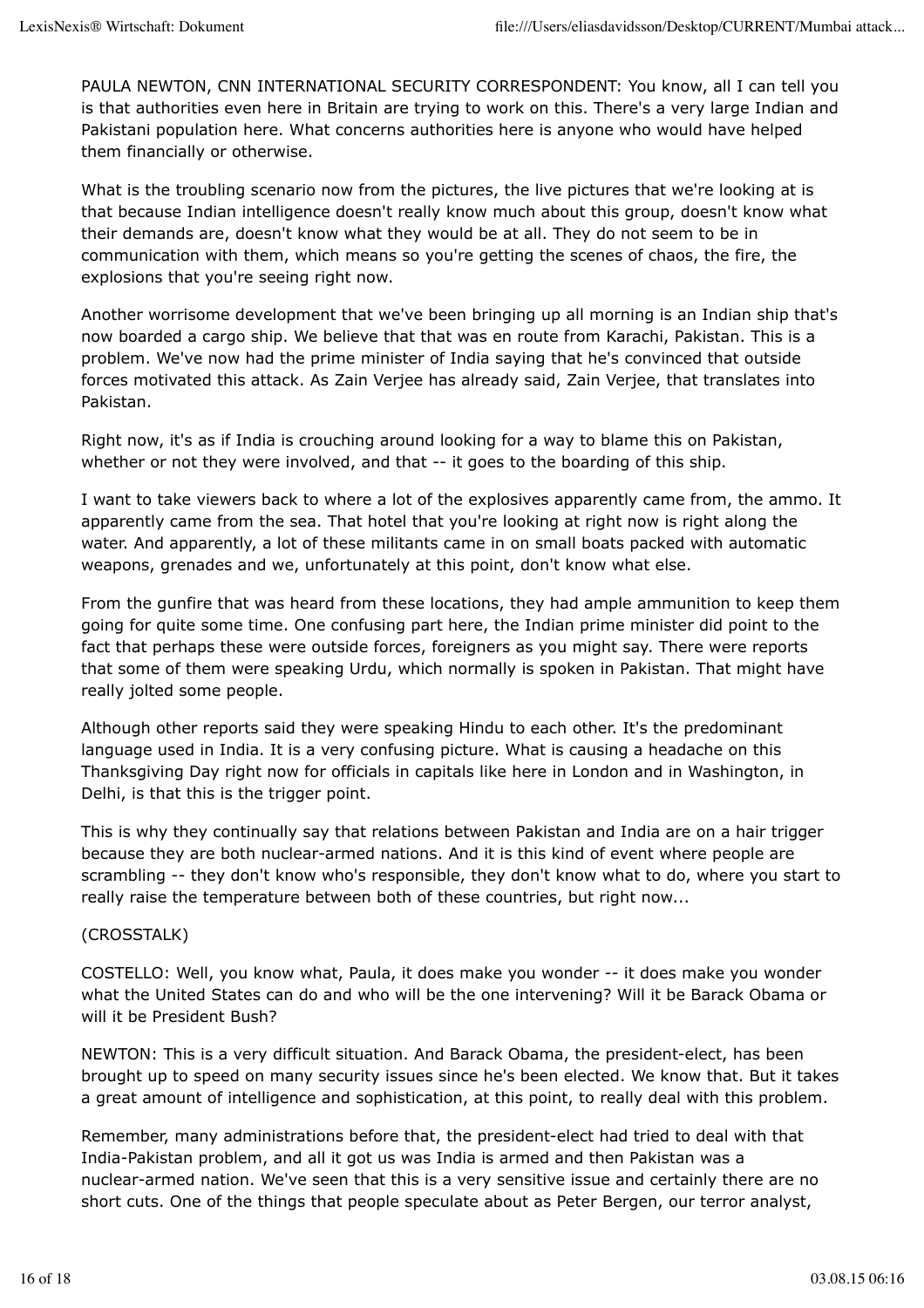PAULA NEWTON, CNN INTERNATIONAL SECURITY CORRESPONDENT: You know, all I can tell you is that authorities even here in Britain are trying to work on this. There's a very large Indian and Pakistani population here. What concerns authorities here is anyone who would have helped them financially or otherwise.

What is the troubling scenario now from the pictures, the live pictures that we're looking at is that because Indian intelligence doesn't really know much about this group, doesn't know what their demands are, doesn't know what they would be at all. They do not seem to be in communication with them, which means so you're getting the scenes of chaos, the fire, the explosions that you're seeing right now.

Another worrisome development that we've been bringing up all morning is an Indian ship that's now boarded a cargo ship. We believe that that was en route from Karachi, Pakistan. This is a problem. We've now had the prime minister of India saying that he's convinced that outside forces motivated this attack. As Zain Verjee has already said, Zain Verjee, that translates into Pakistan.

Right now, it's as if India is crouching around looking for a way to blame this on Pakistan, whether or not they were involved, and that -- it goes to the boarding of this ship.

I want to take viewers back to where a lot of the explosives apparently came from, the ammo. It apparently came from the sea. That hotel that you're looking at right now is right along the water. And apparently, a lot of these militants came in on small boats packed with automatic weapons, grenades and we, unfortunately at this point, don't know what else.

From the gunfire that was heard from these locations, they had ample ammunition to keep them going for quite some time. One confusing part here, the Indian prime minister did point to the fact that perhaps these were outside forces, foreigners as you might say. There were reports that some of them were speaking Urdu, which normally is spoken in Pakistan. That might have really jolted some people.

Although other reports said they were speaking Hindu to each other. It's the predominant language used in India. It is a very confusing picture. What is causing a headache on this Thanksgiving Day right now for officials in capitals like here in London and in Washington, in Delhi, is that this is the trigger point.

This is why they continually say that relations between Pakistan and India are on a hair trigger because they are both nuclear-armed nations. And it is this kind of event where people are scrambling -- they don't know who's responsible, they don't know what to do, where you start to really raise the temperature between both of these countries, but right now...

(CROSSTALK)

COSTELLO: Well, you know what, Paula, it does make you wonder -- it does make you wonder what the United States can do and who will be the one intervening? Will it be Barack Obama or will it be President Bush?

NEWTON: This is a very difficult situation. And Barack Obama, the president-elect, has been brought up to speed on many security issues since he's been elected. We know that. But it takes a great amount of intelligence and sophistication, at this point, to really deal with this problem.

Remember, many administrations before that, the president-elect had tried to deal with that India-Pakistan problem, and all it got us was India is armed and then Pakistan was a nuclear-armed nation. We've seen that this is a very sensitive issue and certainly there are no short cuts. One of the things that people speculate about as Peter Bergen, our terror analyst,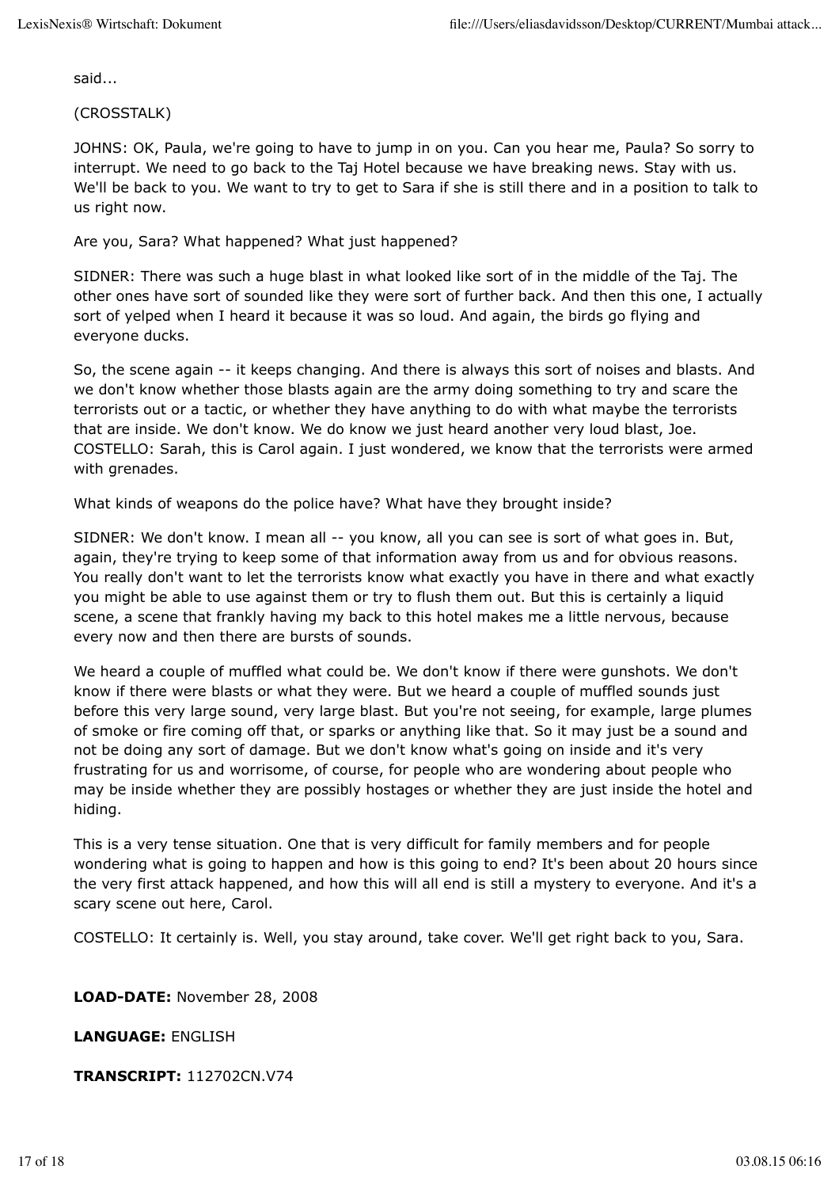said...

(CROSSTALK)

JOHNS: OK, Paula, we're going to have to jump in on you. Can you hear me, Paula? So sorry to interrupt. We need to go back to the Taj Hotel because we have breaking news. Stay with us. We'll be back to you. We want to try to get to Sara if she is still there and in a position to talk to us right now.

Are you, Sara? What happened? What just happened?

SIDNER: There was such a huge blast in what looked like sort of in the middle of the Taj. The other ones have sort of sounded like they were sort of further back. And then this one, I actually sort of yelped when I heard it because it was so loud. And again, the birds go flying and everyone ducks.

So, the scene again -- it keeps changing. And there is always this sort of noises and blasts. And we don't know whether those blasts again are the army doing something to try and scare the terrorists out or a tactic, or whether they have anything to do with what maybe the terrorists that are inside. We don't know. We do know we just heard another very loud blast, Joe.
COSTELLO: Sarah, this is Carol again. I just wondered, we know that the terrorists were armed with grenades.

What kinds of weapons do the police have? What have they brought inside?

SIDNER: We don't know. I mean all -- you know, all you can see is sort of what goes in. But, again, they're trying to keep some of that information away from us and for obvious reasons. You really don't want to let the terrorists know what exactly you have in there and what exactly you might be able to use against them or try to flush them out. But this is certainly a liquid scene, a scene that frankly having my back to this hotel makes me a little nervous, because every now and then there are bursts of sounds.

We heard a couple of muffled what could be. We don't know if there were gunshots. We don't know if there were blasts or what they were. But we heard a couple of muffled sounds just before this very large sound, very large blast. But you're not seeing, for example, large plumes of smoke or fire coming off that, or sparks or anything like that. So it may just be a sound and not be doing any sort of damage. But we don't know what's going on inside and it's very frustrating for us and worrisome, of course, for people who are wondering about people who may be inside whether they are possibly hostages or whether they are just inside the hotel and hiding.

This is a very tense situation. One that is very difficult for family members and for people wondering what is going to happen and how is this going to end? It's been about 20 hours since the very first attack happened, and how this will all end is still a mystery to everyone. And it's a scary scene out here, Carol.

COSTELLO: It certainly is. Well, you stay around, take cover. We'll get right back to you, Sara.

**LOAD-DATE:** November 28, 2008

**LANGUAGE:** ENGLISH

**TRANSCRIPT:** 112702CN.V74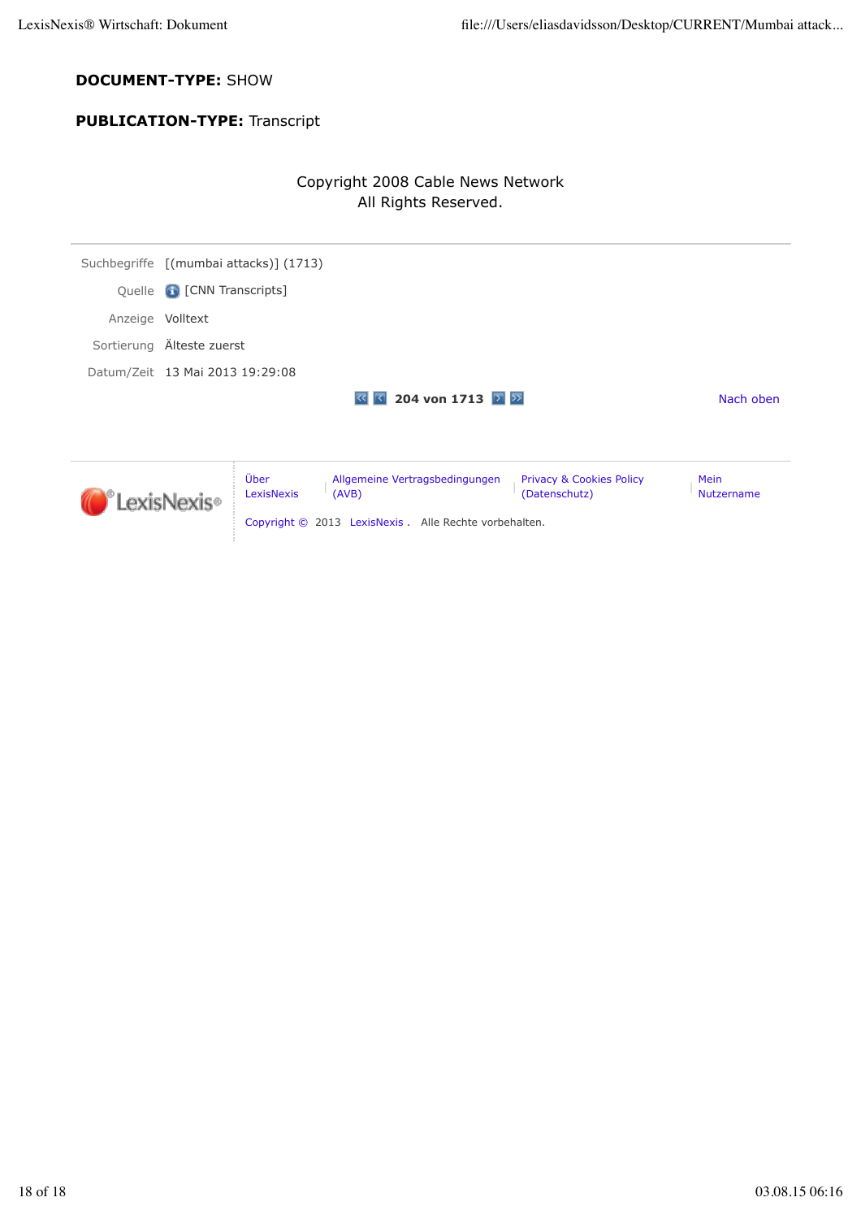**DOCUMENT-TYPE:** SHOW

**PUBLICATION-TYPE:** Transcript

Copyright 2008 Cable News Network
All Rights Reserved.

| | |
|---|---|
| Suchbegriffe | [(mumbai attacks)] (1713) |
| Quelle | [CNN Transcripts] |
| Anzeige | Volltext |
| Sortierung | Älteste zuerst |
| Datum/Zeit | 13 Mai 2013 19:29:08 |

204 von 1713

Nach oben

Über LexisNexis | Allgemeine Vertragsbedingungen (AVB) | Privacy & Cookies Policy (Datenschutz) | Mein Nutzername

Copyright © 2013 LexisNexis . Alle Rechte vorbehalten.